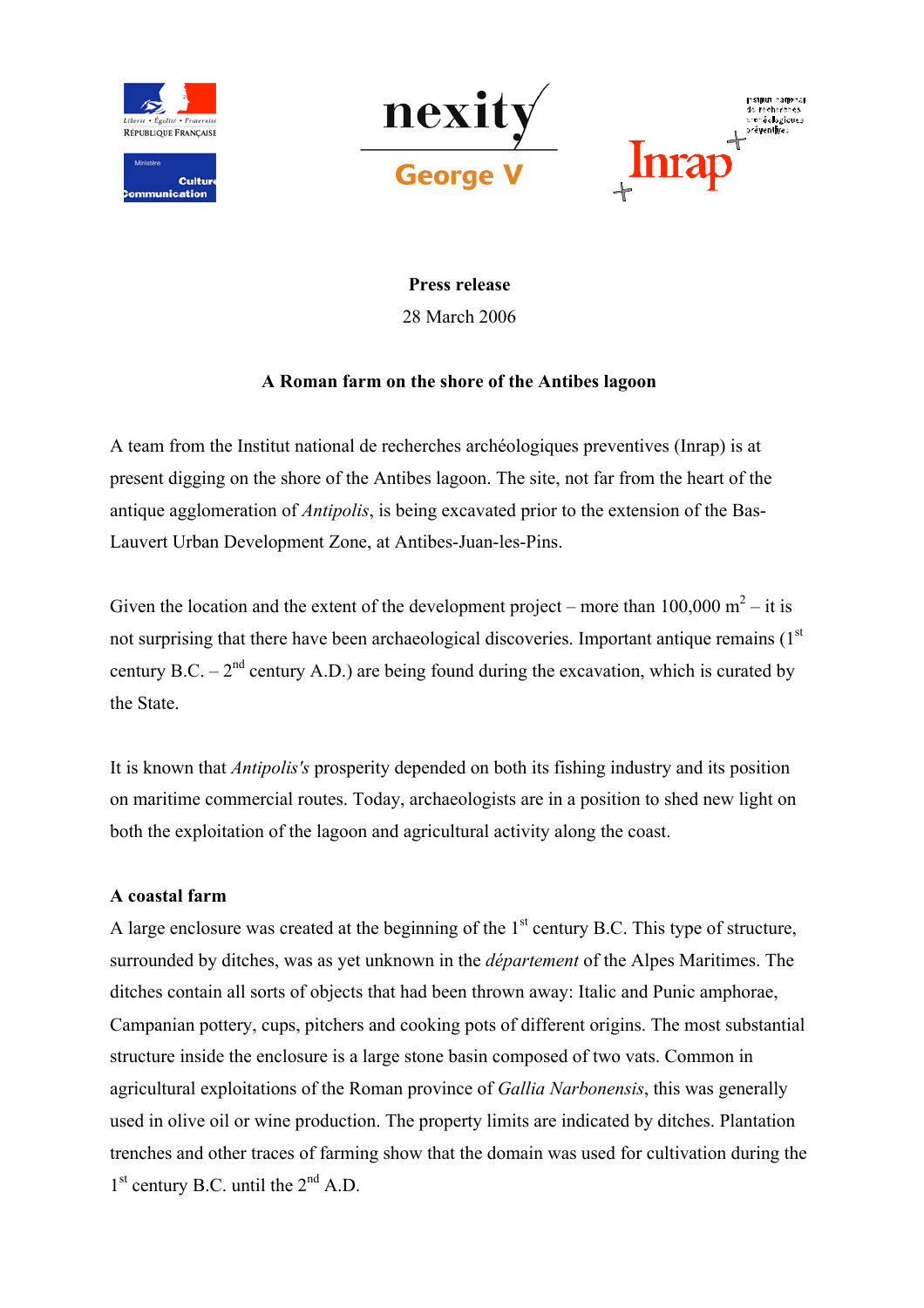**Press release**

28 March 2006

**A Roman farm on the shore of the Antibes lagoon**

A team from the Institut national de recherches archéologiques preventives (Inrap) is at present digging on the shore of the Antibes lagoon. The site, not far from the heart of the antique agglomeration of *Antipolis*, is being excavated prior to the extension of the Bas-Lauvert Urban Development Zone, at Antibes-Juan-les-Pins.

Given the location and the extent of the development project – more than 100,000 $m^2$ – it is not surprising that there have been archaeological discoveries. Important antique remains (1st century B.C. – 2nd century A.D.) are being found during the excavation, which is curated by the State.

It is known that *Antipolis's* prosperity depended on both its fishing industry and its position on maritime commercial routes. Today, archaeologists are in a position to shed new light on both the exploitation of the lagoon and agricultural activity along the coast.

**A coastal farm**

A large enclosure was created at the beginning of the 1st century B.C. This type of structure, surrounded by ditches, was as yet unknown in the *département* of the Alpes Maritimes. The ditches contain all sorts of objects that had been thrown away: Italic and Punic amphorae, Campanian pottery, cups, pitchers and cooking pots of different origins. The most substantial structure inside the enclosure is a large stone basin composed of two vats. Common in agricultural exploitations of the Roman province of *Gallia Narbonensis*, this was generally used in olive oil or wine production. The property limits are indicated by ditches. Plantation trenches and other traces of farming show that the domain was used for cultivation during the 1st century B.C. until the 2nd A.D.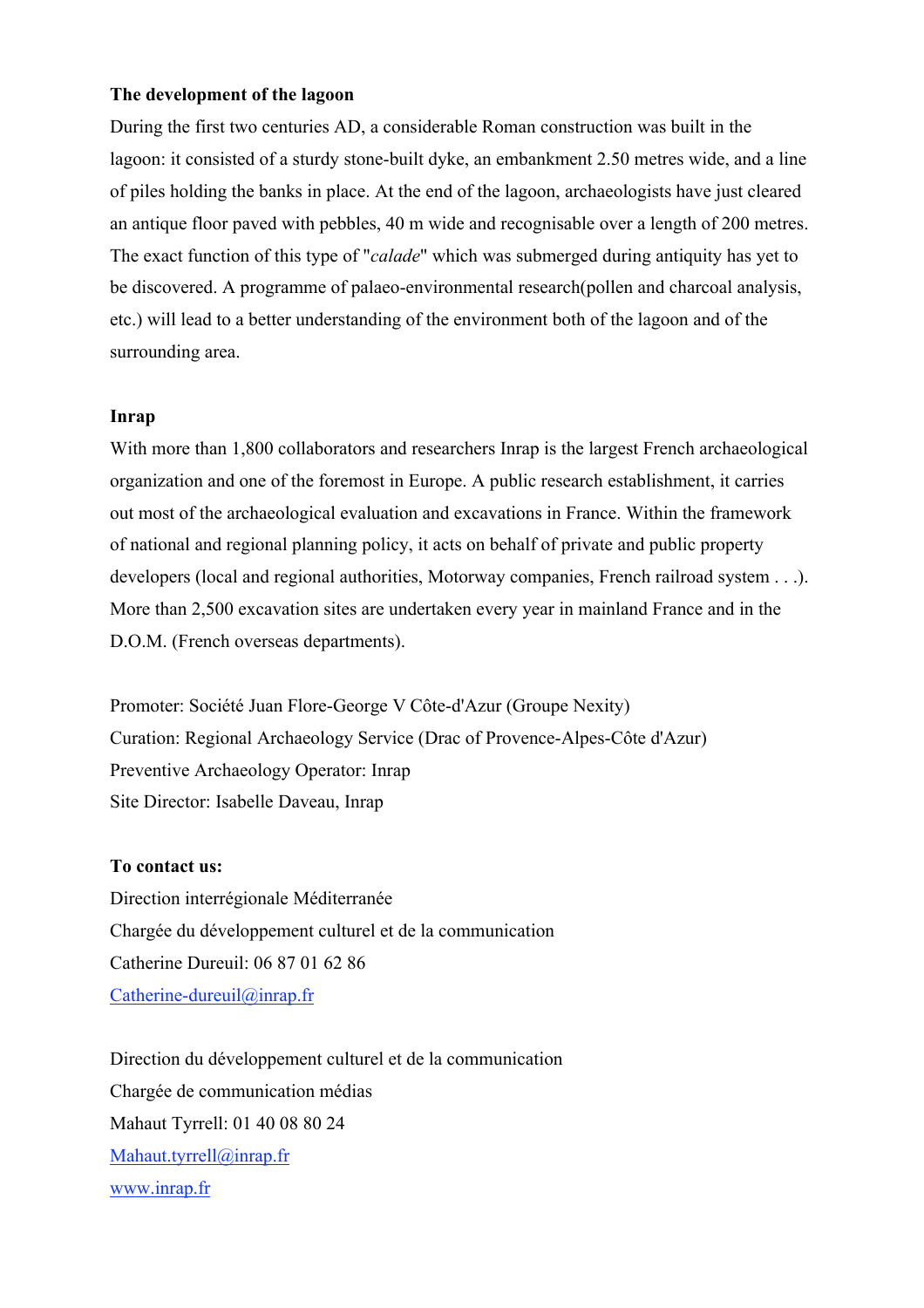**The development of the lagoon**

During the first two centuries AD, a considerable Roman construction was built in the lagoon: it consisted of a sturdy stone-built dyke, an embankment 2.50 metres wide, and a line of piles holding the banks in place. At the end of the lagoon, archaeologists have just cleared an antique floor paved with pebbles, 40 m wide and recognisable over a length of 200 metres. The exact function of this type of "*calade*" which was submerged during antiquity has yet to be discovered. A programme of palaeo-environmental research(pollen and charcoal analysis, etc.) will lead to a better understanding of the environment both of the lagoon and of the surrounding area.

**Inrap**

With more than 1,800 collaborators and researchers Inrap is the largest French archaeological organization and one of the foremost in Europe. A public research establishment, it carries out most of the archaeological evaluation and excavations in France. Within the framework of national and regional planning policy, it acts on behalf of private and public property developers (local and regional authorities, Motorway companies, French railroad system . . .). More than 2,500 excavation sites are undertaken every year in mainland France and in the D.O.M. (French overseas departments).

Promoter: Société Juan Flore-George V Côte-d'Azur (Groupe Nexity)
Curation: Regional Archaeology Service (Drac of Provence-Alpes-Côte d'Azur)
Preventive Archaeology Operator: Inrap
Site Director: Isabelle Daveau, Inrap

**To contact us:**

Direction interrégionale Méditerranée
Chargée du développement culturel et de la communication
Catherine Dureuil: 06 87 01 62 86
Catherine-dureuil@inrap.fr

Direction du développement culturel et de la communication
Chargée de communication médias
Mahaut Tyrrell: 01 40 08 80 24
Mahaut.tyrrell@inrap.fr
www.inrap.fr